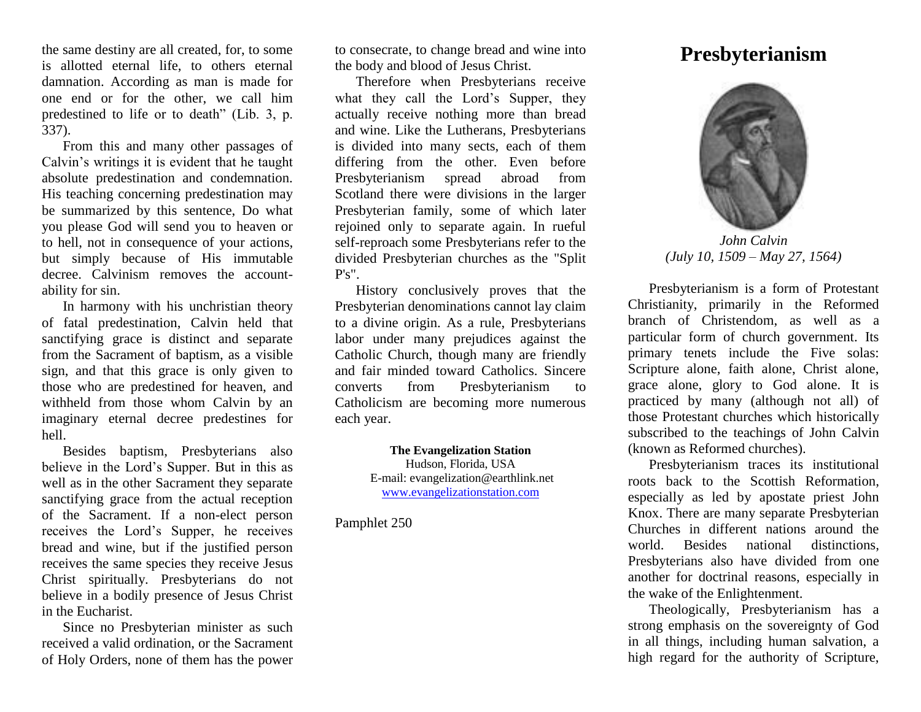the same destiny are all created, for, to some is allotted eternal life, to others eternal damnation. According as man is made for one end or for the other, we call him predestined to life or to death" (Lib. 3, p. 337).

From this and many other passages of Calvin's writings it is evident that he taught absolute predestination and condemnation. His teaching concerning predestination may be summarized by this sentence, Do what you please God will send you to heaven or to hell, not in consequence of your actions, but simply because of His immutable decree. Calvinism removes the accountability for sin.

In harmony with his unchristian theory of fatal predestination, Calvin held that sanctifying grace is distinct and separate from the Sacrament of baptism, as a visible sign, and that this grace is only given to those who are predestined for heaven, and withheld from those whom Calvin by an imaginary eternal decree predestines for hell.

Besides baptism, Presbyterians also believe in the Lord's Supper. But in this as well as in the other Sacrament they separate sanctifying grace from the actual reception of the Sacrament. If a non-elect person receives the Lord's Supper, he receives bread and wine, but if the justified person receives the same species they receive Jesus Christ spiritually. Presbyterians do not believe in a bodily presence of Jesus Christ in the Eucharist.

Since no Presbyterian minister as such received a valid ordination, or the Sacrament of Holy Orders, none of them has the power to consecrate, to change bread and wine into the body and blood of Jesus Christ.

Therefore when Presbyterians receive what they call the Lord's Supper, they actually receive nothing more than bread and wine. Like the Lutherans, Presbyterians is divided into many sects, each of them differing from the other. Even before Presbyterianism spread abroad from Scotland there were divisions in the larger Presbyterian family, some of which later rejoined only to separate again. In rueful self-reproach some Presbyterians refer to the divided Presbyterian churches as the "Split P's".

History conclusively proves that the Presbyterian denominations cannot lay claim to a divine origin. As a rule, Presbyterians labor under many prejudices against the Catholic Church, though many are friendly and fair minded toward Catholics. Sincere converts from Presbyterianism to Catholicism are becoming more numerous each year.

**The Evangelization Station**
Hudson, Florida, USA
E-mail: evangelization@earthlink.net
www.evangelizationstation.com

Pamphlet 250

# Presbyterianism

*John Calvin*
*(July 10, 1509 – May 27, 1564)*

Presbyterianism is a form of Protestant Christianity, primarily in the Reformed branch of Christendom, as well as a particular form of church government. Its primary tenets include the Five solas: Scripture alone, faith alone, Christ alone, grace alone, glory to God alone. It is practiced by many (although not all) of those Protestant churches which historically subscribed to the teachings of John Calvin (known as Reformed churches).

Presbyterianism traces its institutional roots back to the Scottish Reformation, especially as led by apostate priest John Knox. There are many separate Presbyterian Churches in different nations around the world. Besides national distinctions, Presbyterians also have divided from one another for doctrinal reasons, especially in the wake of the Enlightenment.

Theologically, Presbyterianism has a strong emphasis on the sovereignty of God in all things, including human salvation, a high regard for the authority of Scripture,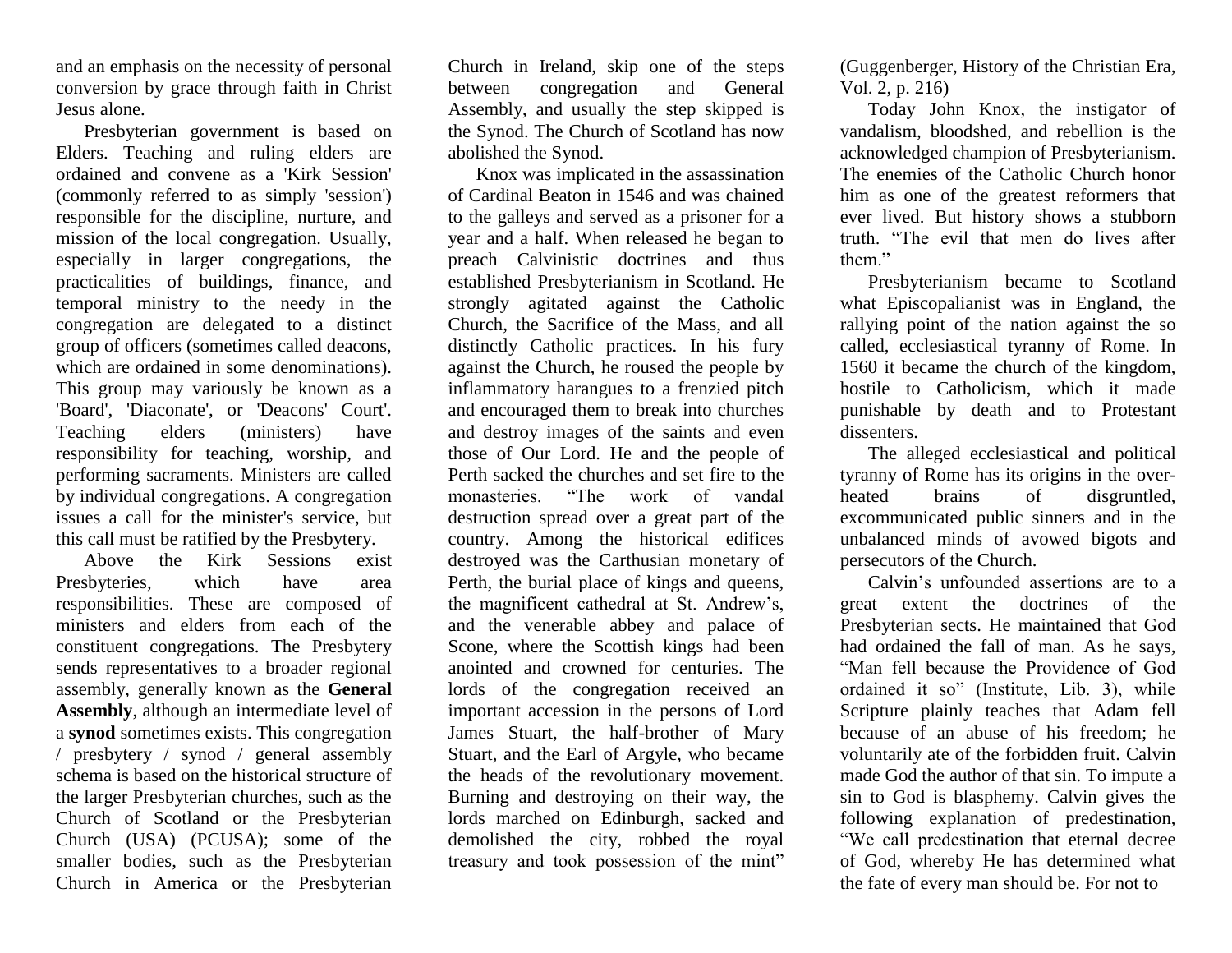and an emphasis on the necessity of personal conversion by grace through faith in Christ Jesus alone.

Presbyterian government is based on Elders. Teaching and ruling elders are ordained and convene as a 'Kirk Session' (commonly referred to as simply 'session') responsible for the discipline, nurture, and mission of the local congregation. Usually, especially in larger congregations, the practicalities of buildings, finance, and temporal ministry to the needy in the congregation are delegated to a distinct group of officers (sometimes called deacons, which are ordained in some denominations). This group may variously be known as a 'Board', 'Diaconate', or 'Deacons' Court'. Teaching elders (ministers) have responsibility for teaching, worship, and performing sacraments. Ministers are called by individual congregations. A congregation issues a call for the minister's service, but this call must be ratified by the Presbytery.

Above the Kirk Sessions exist Presbyteries, which have area responsibilities. These are composed of ministers and elders from each of the constituent congregations. The Presbytery sends representatives to a broader regional assembly, generally known as the **General Assembly**, although an intermediate level of a **synod** sometimes exists. This congregation / presbytery / synod / general assembly schema is based on the historical structure of the larger Presbyterian churches, such as the Church of Scotland or the Presbyterian Church (USA) (PCUSA); some of the smaller bodies, such as the Presbyterian Church in America or the Presbyterian Church in Ireland, skip one of the steps between congregation and General Assembly, and usually the step skipped is the Synod. The Church of Scotland has now abolished the Synod.

Knox was implicated in the assassination of Cardinal Beaton in 1546 and was chained to the galleys and served as a prisoner for a year and a half. When released he began to preach Calvinistic doctrines and thus established Presbyterianism in Scotland. He strongly agitated against the Catholic Church, the Sacrifice of the Mass, and all distinctly Catholic practices. In his fury against the Church, he roused the people by inflammatory harangues to a frenzied pitch and encouraged them to break into churches and destroy images of the saints and even those of Our Lord. He and the people of Perth sacked the churches and set fire to the monasteries. "The work of vandal destruction spread over a great part of the country. Among the historical edifices destroyed was the Carthusian monetary of Perth, the burial place of kings and queens, the magnificent cathedral at St. Andrew's, and the venerable abbey and palace of Scone, where the Scottish kings had been anointed and crowned for centuries. The lords of the congregation received an important accession in the persons of Lord James Stuart, the half-brother of Mary Stuart, and the Earl of Argyle, who became the heads of the revolutionary movement. Burning and destroying on their way, the lords marched on Edinburgh, sacked and demolished the city, robbed the royal treasury and took possession of the mint" (Guggenberger, History of the Christian Era, Vol. 2, p. 216)

Today John Knox, the instigator of vandalism, bloodshed, and rebellion is the acknowledged champion of Presbyterianism. The enemies of the Catholic Church honor him as one of the greatest reformers that ever lived. But history shows a stubborn truth. "The evil that men do lives after them."

Presbyterianism became to Scotland what Episcopalianist was in England, the rallying point of the nation against the so called, ecclesiastical tyranny of Rome. In 1560 it became the church of the kingdom, hostile to Catholicism, which it made punishable by death and to Protestant dissenters.

The alleged ecclesiastical and political tyranny of Rome has its origins in the over-heated brains of disgruntled, excommunicated public sinners and in the unbalanced minds of avowed bigots and persecutors of the Church.

Calvin's unfounded assertions are to a great extent the doctrines of the Presbyterian sects. He maintained that God had ordained the fall of man. As he says, "Man fell because the Providence of God ordained it so" (Institute, Lib. 3), while Scripture plainly teaches that Adam fell because of an abuse of his freedom; he voluntarily ate of the forbidden fruit. Calvin made God the author of that sin. To impute a sin to God is blasphemy. Calvin gives the following explanation of predestination, "We call predestination that eternal decree of God, whereby He has determined what the fate of every man should be. For not to